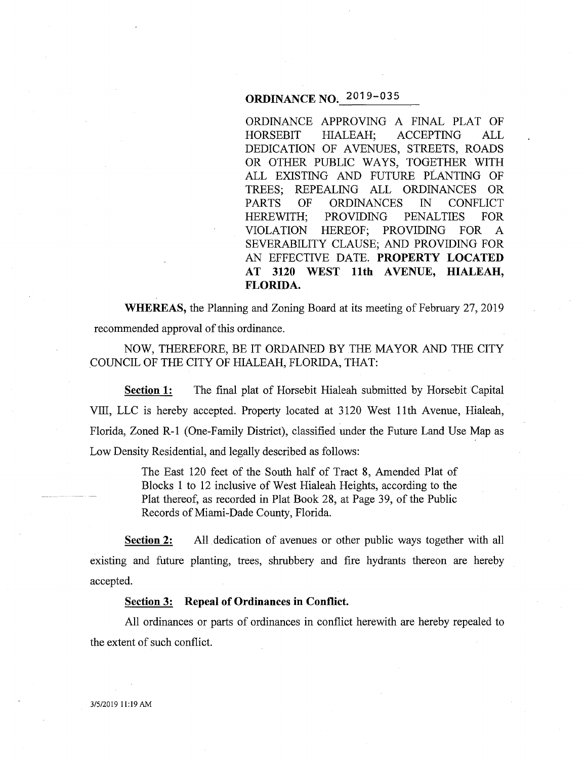# ORDINANCE NO. 2019-035

ORDINANCE APPROVING A FINAL PLAT OF HORSEBIT HIALEAH; ACCEPTING ALL DEDICATION OF AVENUES, STREETS, ROADS OR OTHER PUBLIC WAYS, TOGETHER WITH ALL EXISTING AND FUTURE PLANTING OF TREES; REPEALING ALL ORDINANCES OR PARTS OF ORDINANCES IN CONFLICT HEREWITH; PROVIDING PENALTIES FOR VIOLATION HEREOF; PROVIDING FOR A SEVERABILITY CLAUSE; AND PROVIDING FOR AN EFFECTIVE DATE. **PROPERTY LOCATED AT 3120 WEST 11th AVENUE, HIALEAH, FLORIDA.**

**WHEREAS,** the Planning and Zoning Board at its meeting of February 27, 2019 recommended approval of this ordinance.

NOW, THEREFORE, BE IT ORDAINED BY THE MAYOR AND THE CITY COUNCIL OF THE CITY OF HIALEAH, FLORIDA, THAT:

**Section 1:** The final plat of Horsebit Hialeah submitted by Horsebit Capital VIII, LLC is hereby accepted. Property located at 3120 West 11th Avenue, Hialeah, Florida, Zoned R-1 (One-Family District), classified under the Future Land Use Map as Low Density Residential, and legally described as follows:

> The East 120 feet of the South half of Tract 8, Amended Plat of Blocks 1 to 12 inclusive of West Hialeah Heights, according to the Plat thereof, as recorded in Plat Book 28, at Page 39, of the Public Records of Miami-Dade County, Florida.

**Section 2:** All dedication of avenues or other public ways together with all existing and future planting, trees, shrubbery and fire hydrants thereon are hereby accepted.

**Section 3: Repeal of Ordinances in Conflict.**

All ordinances or parts of ordinances in conflict herewith are hereby repealed to the extent of such conflict.

3/5/2019 11:19 AM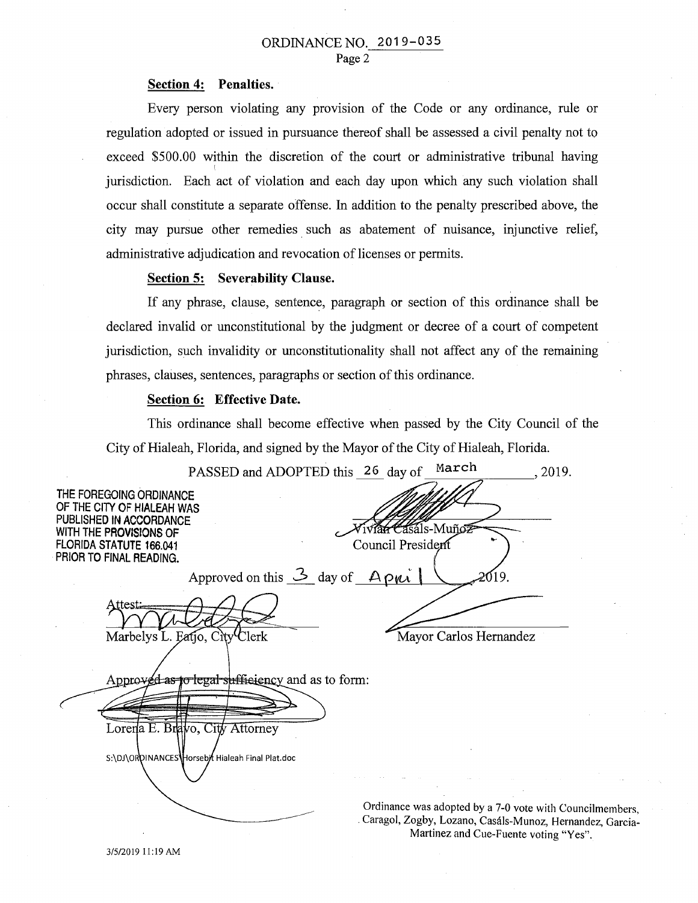ORDINANCE NO. 2019-035

**Section 4: Penalties.**

Every person violating any provision of the Code or any ordinance, rule or regulation adopted or issued in pursuance thereof shall be assessed a civil penalty not to exceed $500.00 within the discretion of the court or administrative tribunal having jurisdiction. Each act of violation and each day upon which any such violation shall occur shall constitute a separate offense. In addition to the penalty prescribed above, the city may pursue other remedies such as abatement of nuisance, injunctive relief, administrative adjudication and revocation of licenses or permits.

**Section 5: Severability Clause.**

If any phrase, clause, sentence, paragraph or section of this ordinance shall be declared invalid or unconstitutional by the judgment or decree of a court of competent jurisdiction, such invalidity or unconstitutionality shall not affect any of the remaining phrases, clauses, sentences, paragraphs or section of this ordinance.

**Section 6: Effective Date.**

This ordinance shall become effective when passed by the City Council of the City of Hialeah, Florida, and signed by the Mayor of the City of Hialeah, Florida.

PASSED and ADOPTED this 26 day of March, 2019.

THE FOREGOING ORDINANCE OF THE CITY OF HIALEAH WAS PUBLISHED IN ACCORDANCE WITH THE PROVISIONS OF FLORIDA STATUTE 166.041 PRIOR TO FINAL READING.

Vivian Casáls-Muñoz
Council President

Approved on this 3 day of April, 2019.

Attest:

Marbelys L. Fatjo, City Clerk

Mayor Carlos Hernandez

Approved as to legal sufficiency and as to form:

Lorena E. Bravo, City Attorney

S:\DJ\ORDINANCES\Horsebit Hialeah Final Plat.doc

Ordinance was adopted by a 7-0 vote with Councilmembers, Caragol, Zogby, Lozano, Casáls-Munoz, Hernandez, Garcia-Martinez and Cue-Fuente voting "Yes".

3/5/2019 11:19 AM